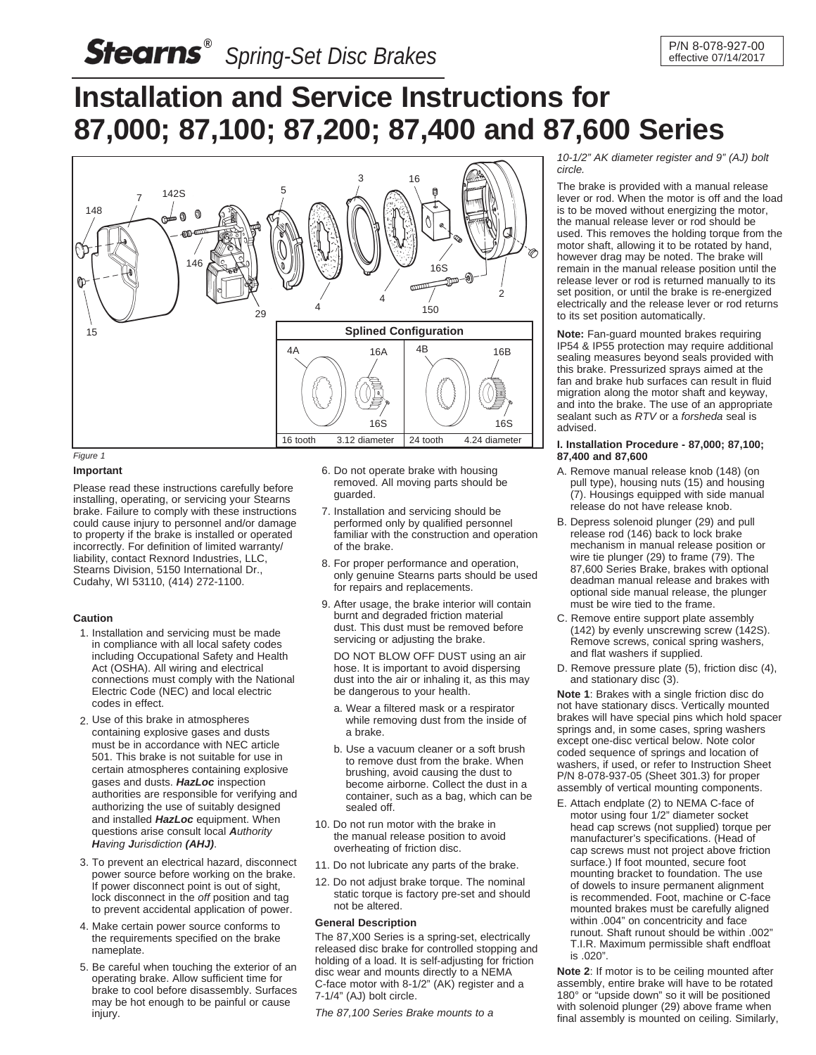# Stearns® *Spring-Set Disc Brakes*

P/N 8-078-927-00
effective 07/14/2017

# Installation and Service Instructions for 87,000; 87,100; 87,200; 87,400 and 87,600 Series

*Figure 1*

**Important**

Please read these instructions carefully before installing, operating, or servicing your Stearns brake. Failure to comply with these instructions could cause injury to personnel and/or damage to property if the brake is installed or operated incorrectly. For definition of limited warranty/ liability, contact Rexnord Industries, LLC, Stearns Division, 5150 International Dr., Cudahy, WI 53110, (414) 272-1100.

**Caution**

1. Installation and servicing must be made in compliance with all local safety codes including Occupational Safety and Health Act (OSHA). All wiring and electrical connections must comply with the National Electric Code (NEC) and local electric codes in effect.
2. Use of this brake in atmospheres containing explosive gases and dusts must be in accordance with NEC article 501. This brake is not suitable for use in certain atmospheres containing explosive gases and dusts. ***HazLoc*** inspection authorities are responsible for verifying and authorizing the use of suitably designed and installed ***HazLoc*** equipment. When questions arise consult local ***A****uthority* ***H****aving* ***J****urisdiction* ***(AHJ)***.
3. To prevent an electrical hazard, disconnect power source before working on the brake. If power disconnect point is out of sight, lock disconnect in the *off* position and tag to prevent accidental application of power.
4. Make certain power source conforms to the requirements specified on the brake nameplate.
5. Be careful when touching the exterior of an operating brake. Allow sufficient time for brake to cool before disassembly. Surfaces may be hot enough to be painful or cause injury.
6. Do not operate brake with housing removed. All moving parts should be guarded.
7. Installation and servicing should be performed only by qualified personnel familiar with the construction and operation of the brake.
8. For proper performance and operation, only genuine Stearns parts should be used for repairs and replacements.
9. After usage, the brake interior will contain burnt and degraded friction material dust. This dust must be removed before servicing or adjusting the brake.

   DO NOT BLOW OFF DUST using an air hose. It is important to avoid dispersing dust into the air or inhaling it, as this may be dangerous to your health.

   a. Wear a filtered mask or a respirator while removing dust from the inside of a brake.

   b. Use a vacuum cleaner or a soft brush to remove dust from the brake. When brushing, avoid causing the dust to become airborne. Collect the dust in a container, such as a bag, which can be sealed off.
10. Do not run motor with the brake in the manual release position to avoid overheating of friction disc.
11. Do not lubricate any parts of the brake.
12. Do not adjust brake torque. The nominal static torque is factory pre-set and should not be altered.

**General Description**

The 87,X00 Series is a spring-set, electrically released disc brake for controlled stopping and holding of a load. It is self-adjusting for friction disc wear and mounts directly to a NEMA C-face motor with 8-1/2" (AK) register and a 7-1/4" (AJ) bolt circle.

*The 87,100 Series Brake mounts to a 10-1/2" AK diameter register and 9" (AJ) bolt circle.*

The brake is provided with a manual release lever or rod. When the motor is off and the load is to be moved without energizing the motor, the manual release lever or rod should be used. This removes the holding torque from the motor shaft, allowing it to be rotated by hand, however drag may be noted. The brake will remain in the manual release position until the release lever or rod is returned manually to its set position, or until the brake is re-energized electrically and the release lever or rod returns to its set position automatically.

**Note:** Fan-guard mounted brakes requiring IP54 & IP55 protection may require additional sealing measures beyond seals provided with this brake. Pressurized sprays aimed at the fan and brake hub surfaces can result in fluid migration along the motor shaft and keyway, and into the brake. The use of an appropriate sealant such as *RTV* or a *forsheda* seal is advised.

**I. Installation Procedure - 87,000; 87,100; 87,400 and 87,600**

A. Remove manual release knob (148) (on pull type), housing nuts (15) and housing (7). Housings equipped with side manual release do not have release knob.

B. Depress solenoid plunger (29) and pull release rod (146) back to lock brake mechanism in manual release position or wire tie plunger (29) to frame (79). The 87,600 Series Brake, brakes with optional deadman manual release and brakes with optional side manual release, the plunger must be wire tied to the frame.

C. Remove entire support plate assembly (142) by evenly unscrewing screw (142S). Remove screws, conical spring washers, and flat washers if supplied.

D. Remove pressure plate (5), friction disc (4), and stationary disc (3).

**Note 1**: Brakes with a single friction disc do not have stationary discs. Vertically mounted brakes will have special pins which hold spacer springs and, in some cases, spring washers except one-disc vertical below. Note color coded sequence of springs and location of washers, if used, or refer to Instruction Sheet P/N 8-078-937-05 (Sheet 301.3) for proper assembly of vertical mounting components.

E. Attach endplate (2) to NEMA C-face of motor using four 1/2" diameter socket head cap screws (not supplied) torque per manufacturer's specifications. (Head of cap screws must not project above friction surface.) If foot mounted, secure foot mounting bracket to foundation. The use of dowels to insure permanent alignment is recommended. Foot, machine or C-face mounted brakes must be carefully aligned within .004" on concentricity and face runout. Shaft runout should be within .002" T.I.R. Maximum permissible shaft endfloat is .020".

**Note 2**: If motor is to be ceiling mounted after assembly, entire brake will have to be rotated 180° or "upside down" so it will be positioned with solenoid plunger (29) above frame when final assembly is mounted on ceiling. Similarly,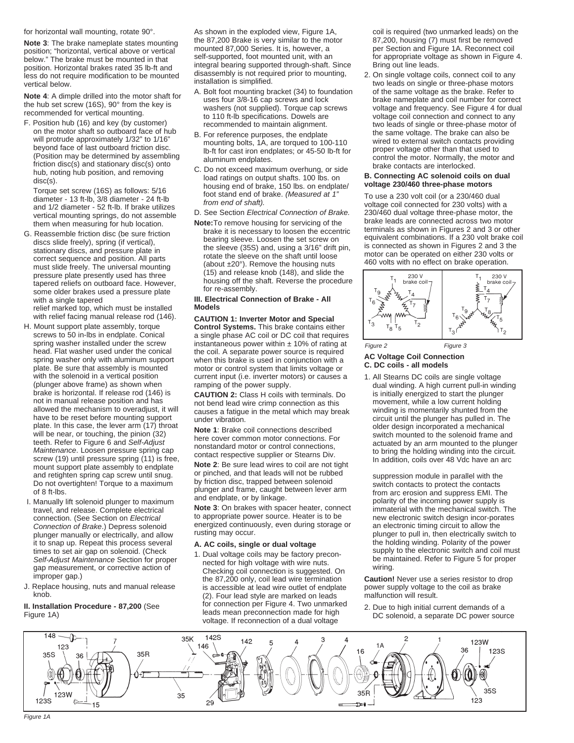for horizontal wall mounting, rotate 90°.

**Note 3**: The brake nameplate states mounting position; "horizontal, vertical above or vertical below." The brake must be mounted in that position. Horizontal brakes rated 35 lb-ft and less do not require modification to be mounted vertical below.

**Note 4**: A dimple drilled into the motor shaft for the hub set screw (16S), 90° from the key is recommended for vertical mounting.

F. Position hub (16) and key (by customer) on the motor shaft so outboard face of hub will protrude approximately 1/32" to 1/16" beyond face of last outboard friction disc. (Position may be determined by assembling friction disc(s) and stationary disc(s) onto hub, noting hub position, and removing disc(s).

   Torque set screw (16S) as follows: 5/16 diameter - 13 ft-lb, 3/8 diameter - 24 ft-lb and 1/2 diameter - 52 ft-lb. If brake utilizes vertical mounting springs, do not assemble them when measuring for hub location.

G. Reassemble friction disc (be sure friction discs slide freely), spring (if vertical), stationary discs, and pressure plate in correct sequence and position. All parts must slide freely. The universal mounting pressure plate presently used has three tapered reliefs on outboard face. However, some older brakes used a pressure plate with a single tapered relief marked top, which must be installed with relief facing manual release rod (146).

H. Mount support plate assembly, torque screws to 50 in-lbs in endplate. Conical spring washer installed under the screw head. Flat washer used under the conical spring washer only with aluminum support plate. Be sure that assembly is mounted with the solenoid in a vertical position (plunger above frame) as shown when brake is horizontal. If release rod (146) is not in manual release position and has allowed the mechanism to overadjust, it will have to be reset before mounting support plate. In this case, the lever arm (17) throat will be near, or touching, the pinion (32) teeth. Refer to Figure 6 and *Self-Adjust Maintenance*. Loosen pressure spring cap screw (19) until pressure spring (11) is free, mount support plate assembly to endplate and retighten spring cap screw until snug. Do not overtighten! Torque to a maximum of 8 ft-lbs.

I. Manually lift solenoid plunger to maximum travel, and release. Complete electrical connection. (See Section on *Electrical Connection of Brake*.) Depress solenoid plunger manually or electrically, and allow it to snap up. Repeat this process several times to set air gap on solenoid. (Check *Self-Adjust Maintenance* Section for proper gap measurement, or corrective action of improper gap.)

J. Replace housing, nuts and manual release knob.

**II. Installation Procedure - 87,200** (See Figure 1A)

As shown in the exploded view, Figure 1A, the 87,200 Brake is very similar to the motor mounted 87,000 Series. It is, however, a self-supported, foot mounted unit, with an integral bearing supported through-shaft. Since disassembly is not required prior to mounting, installation is simplified.

A. Bolt foot mounting bracket (34) to foundation uses four 3/8-16 cap screws and lock washers (not supplied). Torque cap screws to 110 ft-lb specifications. Dowels are recommended to maintain alignment.

B. For reference purposes, the endplate mounting bolts, 1A, are torqued to 100-110 lb-ft for cast iron endplates; or 45-50 lb-ft for aluminum endplates.

C. Do not exceed maximum overhung, or side load ratings on output shafts. 100 lbs. on housing end of brake, 150 lbs. on endplate/ foot stand end of brake. *(Measured at 1" from end of shaft).*

D. See Section *Electrical Connection of Brake.*

**Note:** To remove housing for servicing of the brake it is necessary to loosen the eccentric bearing sleeve. Loosen the set screw on the sleeve (35S) and, using a 3/16" drift pin, rotate the sleeve on the shaft until loose (about ±20°). Remove the housing nuts (15) and release knob (148), and slide the housing off the shaft. Reverse the procedure for re-assembly.

**III. Electrical Connection of Brake - All Models**

**CAUTION 1: Inverter Motor and Special Control Systems.** This brake contains either a single phase AC coil or DC coil that requires instantaneous power within ± 10% of rating at the coil. A separate power source is required when this brake is used in conjunction with a motor or control system that limits voltage or current input (i.e. inverter motors) or causes a ramping of the power supply.

**CAUTION 2:** Class H coils with terminals. Do not bend lead wire crimp connection as this causes a fatigue in the metal which may break under vibration.

**Note 1**: Brake coil connections described here cover common motor connections. For nonstandard motor or control connections, contact respective supplier or Stearns Div.

**Note 2**: Be sure lead wires to coil are not tight or pinched, and that leads will not be rubbed by friction disc, trapped between solenoid plunger and frame, caught between lever arm and endplate, or by linkage.

**Note 3**: On brakes with spacer heater, connect to appropriate power source. Heater is to be energized continuously, even during storage or rusting may occur.

**A. AC coils, single or dual voltage**

1. Dual voltage coils may be factory preconnected for high voltage with wire nuts. Checking coil connection is suggested. On the 87,200 only, coil lead wire termination is accessible at lead wire outlet of endplate (2). Four lead style are marked on leads for connection per Figure 4. Two unmarked leads mean preconnection made for high voltage. If reconnection of a dual voltage coil is required (two unmarked leads) on the 87,200, housing (7) must first be removed per Section and Figure 1A. Reconnect coil for appropriate voltage as shown in Figure 4. Bring out line leads.

2. On single voltage coils, connect coil to any two leads on single or three-phase motors of the same voltage as the brake. Refer to brake nameplate and coil number for correct voltage and frequency. See Figure 4 for dual voltage coil connection and connect to any two leads of single or three-phase motor of the same voltage. The brake can also be wired to external switch contacts providing proper voltage other than that used to control the motor. Normally, the motor and brake contacts are interlocked.

**B. Connecting AC solenoid coils on dual voltage 230/460 three-phase motors**

To use a 230 volt coil (or a 230/460 dual voltage coil connected for 230 volts) with a 230/460 dual voltage three-phase motor, the brake leads are connected across two motor terminals as shown in Figures 2 and 3 or other equivalent combinations. If a 230 volt brake coil is connected as shown in Figures 2 and 3 the motor can be operated on either 230 volts or 460 volts with no effect on brake operation.

*Figure 2* *Figure 3*

**AC Voltage Coil Connection**

**C. DC coils - all models**

1. All Stearns DC coils are single voltage dual winding. A high current pull-in winding is initially energized to start the plunger movement, while a low current holding winding is momentarily shunted from the circuit until the plunger has pulled in. The older design incorporated a mechanical switch mounted to the solenoid frame and actuated by an arm mounted to the plunger to bring the holding winding into the circuit. In addition, coils over 48 Vdc have an arc suppression module in parallel with the switch contacts to protect the contacts from arc erosion and suppress EMI. The polarity of the incoming power supply is immaterial with the mechanical switch. The new electronic switch design incor-porates an electronic timing circuit to allow the plunger to pull in, then electrically switch to the holding winding. Polarity of the power supply to the electronic switch and coil must be maintained. Refer to Figure 5 for proper wiring.

**Caution!** Never use a series resistor to drop power supply voltage to the coil as brake malfunction will result.

2. Due to high initial current demands of a DC solenoid, a separate DC power source

*Figure 1A*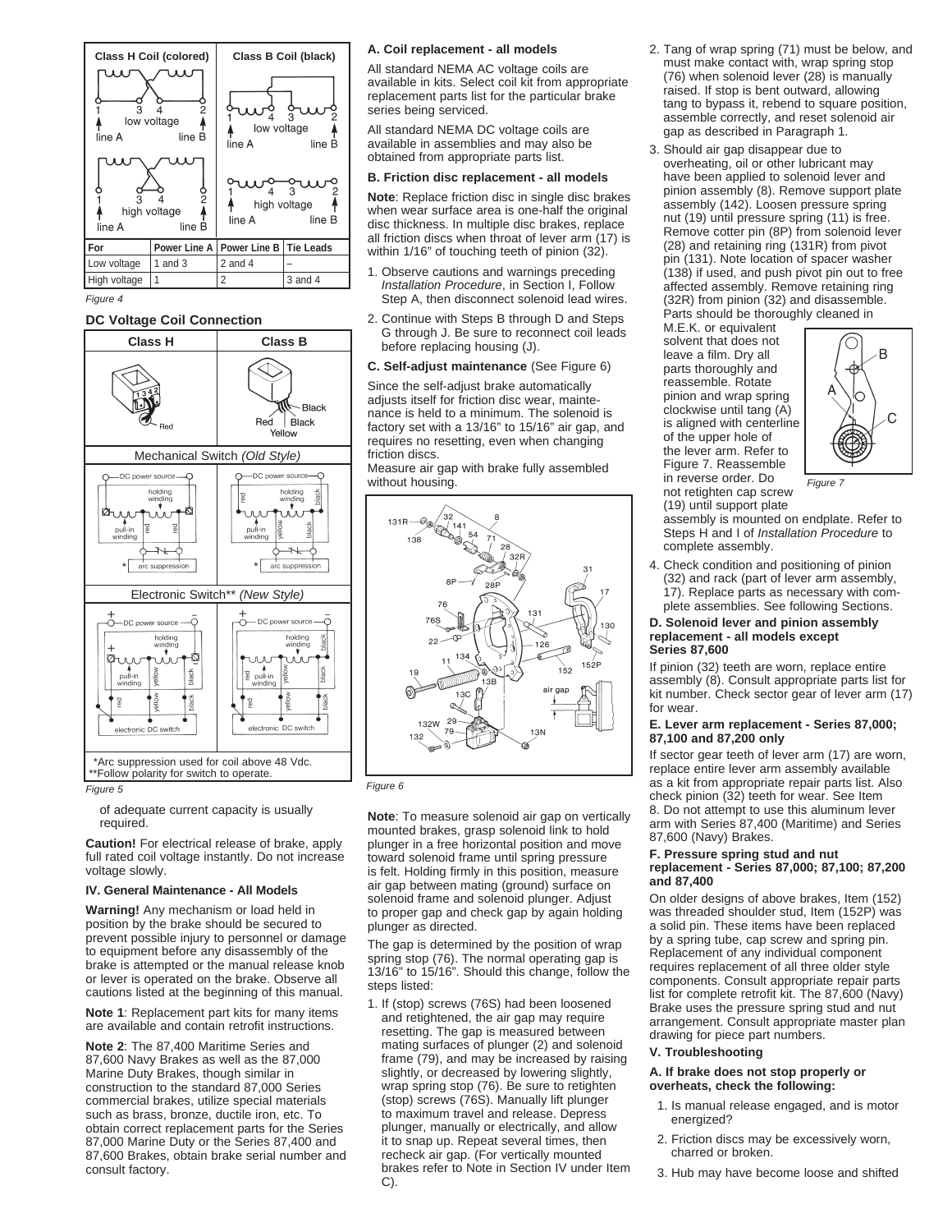| For | Power Line A | Power Line B | Tie Leads |
|---|---|---|---|
| Low voltage | 1 and 3 | 2 and 4 | – |
| High voltage | 1 | 2 | 3 and 4 |

*Figure 4*

**DC Voltage Coil Connection**

*Arc suppression used for coil above 48 Vdc.
**Follow polarity for switch to operate.

*Figure 5*

of adequate current capacity is usually required.

**Caution!** For electrical release of brake, apply full rated coil voltage instantly. Do not increase voltage slowly.

### IV. General Maintenance - All Models

**Warning!** Any mechanism or load held in position by the brake should be secured to prevent possible injury to personnel or damage to equipment before any disassembly of the brake is attempted or the manual release knob or lever is operated on the brake. Observe all cautions listed at the beginning of this manual.

**Note 1**: Replacement part kits for many items are available and contain retrofit instructions.

**Note 2**: The 87,400 Maritime Series and 87,600 Navy Brakes as well as the 87,000 Marine Duty Brakes, though similar in construction to the standard 87,000 Series commercial brakes, utilize special materials such as brass, bronze, ductile iron, etc. To obtain correct replacement parts for the Series 87,000 Marine Duty or the Series 87,400 and 87,600 Brakes, obtain brake serial number and consult factory.

#### A. Coil replacement - all models

All standard NEMA AC voltage coils are available in kits. Select coil kit from appropriate replacement parts list for the particular brake series being serviced.

All standard NEMA DC voltage coils are available in assemblies and may also be obtained from appropriate parts list.

#### B. Friction disc replacement - all models

**Note**: Replace friction disc in single disc brakes when wear surface area is one-half the original disc thickness. In multiple disc brakes, replace all friction discs when throat of lever arm (17) is within 1/16" of touching teeth of pinion (32).

1. Observe cautions and warnings preceding *Installation Procedure*, in Section I, Follow Step A, then disconnect solenoid lead wires.
2. Continue with Steps B through D and Steps G through J. Be sure to reconnect coil leads before replacing housing (J).

#### C. Self-adjust maintenance (See Figure 6)

Since the self-adjust brake automatically adjusts itself for friction disc wear, maintenance is held to a minimum. The solenoid is factory set with a 13/16" to 15/16" air gap, and requires no resetting, even when changing friction discs.

Measure air gap with brake fully assembled without housing.

*Figure 6*

**Note**: To measure solenoid air gap on vertically mounted brakes, grasp solenoid link to hold plunger in a free horizontal position and move toward solenoid frame until spring pressure is felt. Holding firmly in this position, measure air gap between mating (ground) surface on solenoid frame and solenoid plunger. Adjust to proper gap and check gap by again holding plunger as directed.

The gap is determined by the position of wrap spring stop (76). The normal operating gap is 13/16" to 15/16". Should this change, follow the steps listed:

1. If (stop) screws (76S) had been loosened and retightened, the air gap may require resetting. The gap is measured between mating surfaces of plunger (2) and solenoid frame (79), and may be increased by raising slightly, or decreased by lowering slightly, wrap spring stop (76). Be sure to retighten (stop) screws (76S). Manually lift plunger to maximum travel and release. Depress plunger, manually or electrically, and allow it to snap up. Repeat several times, then recheck air gap. (For vertically mounted brakes refer to Note in Section IV under Item C).
2. Tang of wrap spring (71) must be below, and must make contact with, wrap spring stop (76) when solenoid lever (28) is manually raised. If stop is bent outward, allowing tang to bypass it, rebend to square position, assemble correctly, and reset solenoid air gap as described in Paragraph 1.
3. Should air gap disappear due to overheating, oil or other lubricant may have been applied to solenoid lever and pinion assembly (8). Remove support plate assembly (142). Loosen pressure spring nut (19) until pressure spring (11) is free. Remove cotter pin (8P) from solenoid lever (28) and retaining ring (131R) from pivot pin (131). Note location of spacer washer (138) if used, and push pivot pin out to free affected assembly. Remove retaining ring (32R) from pinion (32) and disassemble. Parts should be thoroughly cleaned in M.E.K. or equivalent solvent that does not leave a film. Dry all parts thoroughly and reassemble. Rotate pinion and wrap spring clockwise until tang (A) is aligned with centerline of the upper hole of the lever arm. Refer to Figure 7. Reassemble in reverse order. Do not retighten cap screw (19) until support plate assembly is mounted on endplate. Refer to Steps H and I of *Installation Procedure* to complete assembly.

*Figure 7*

4. Check condition and positioning of pinion (32) and rack (part of lever arm assembly, 17). Replace parts as necessary with complete assemblies. See following Sections.

#### D. Solenoid lever and pinion assembly replacement - all models except Series 87,600

If pinion (32) teeth are worn, replace entire assembly (8). Consult appropriate parts list for kit number. Check sector gear of lever arm (17) for wear.

#### E. Lever arm replacement - Series 87,000; 87,100 and 87,200 only

If sector gear teeth of lever arm (17) are worn, replace entire lever arm assembly available as a kit from appropriate repair parts list. Also check pinion (32) teeth for wear. See Item 8. Do not attempt to use this aluminum lever arm with Series 87,400 (Maritime) and Series 87,600 (Navy) Brakes.

#### F. Pressure spring stud and nut replacement - Series 87,000; 87,100; 87,200 and 87,400

On older designs of above brakes, Item (152) was threaded shoulder stud, Item (152P) was a solid pin. These items have been replaced by a spring tube, cap screw and spring pin. Replacement of any individual component requires replacement of all three older style components. Consult appropriate repair parts list for complete retrofit kit. The 87,600 (Navy) Brake uses the pressure spring stud and nut arrangement. Consult appropriate master plan drawing for piece part numbers.

### V. Troubleshooting

#### A. If brake does not stop properly or overheats, check the following:

1. Is manual release engaged, and is motor energized?
2. Friction discs may be excessively worn, charred or broken.
3. Hub may have become loose and shifted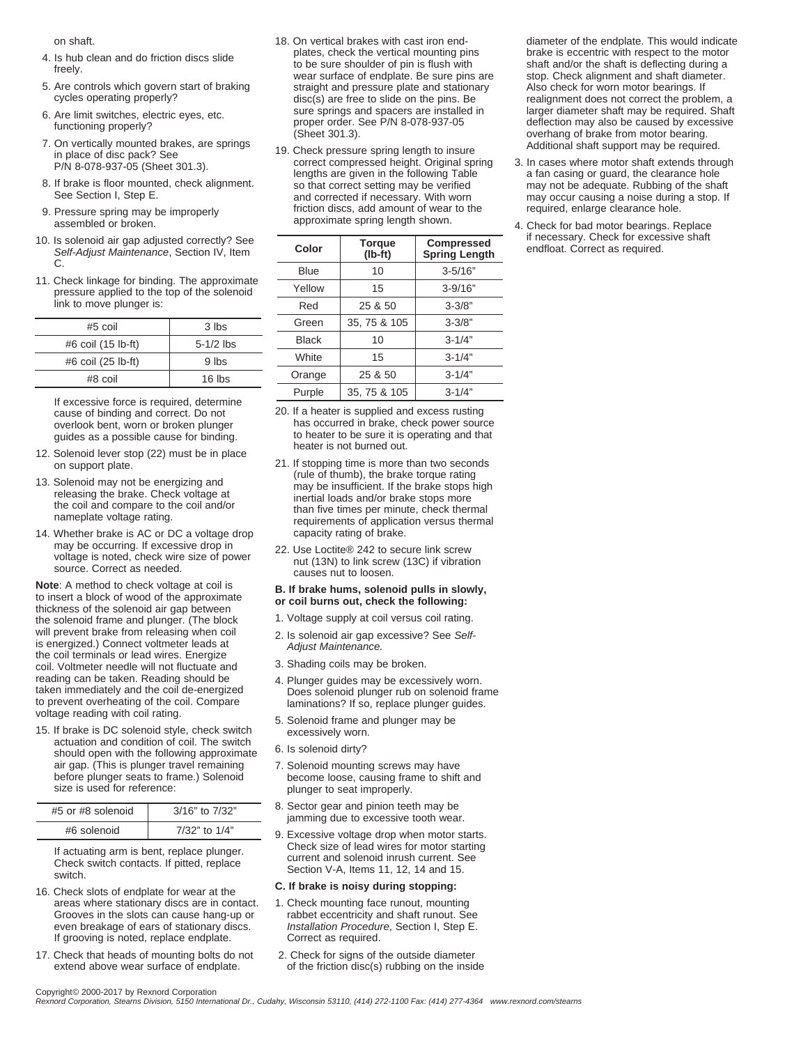on shaft.

4. Is hub clean and do friction discs slide freely.
5. Are controls which govern start of braking cycles operating properly?
6. Are limit switches, electric eyes, etc. functioning properly?
7. On vertically mounted brakes, are springs in place of disc pack? See P/N 8-078-937-05 (Sheet 301.3).
8. If brake is floor mounted, check alignment. See Section I, Step E.
9. Pressure spring may be improperly assembled or broken.
10. Is solenoid air gap adjusted correctly? See *Self-Adjust Maintenance*, Section IV, Item C.
11. Check linkage for binding. The approximate pressure applied to the top of the solenoid link to move plunger is:

| | |
|---|---|
| #5 coil | 3 lbs |
| #6 coil (15 lb-ft) | 5-1/2 lbs |
| #6 coil (25 lb-ft) | 9 lbs |
| #8 coil | 16 lbs |

If excessive force is required, determine cause of binding and correct. Do not overlook bent, worn or broken plunger guides as a possible cause for binding.

12. Solenoid lever stop (22) must be in place on support plate.
13. Solenoid may not be energizing and releasing the brake. Check voltage at the coil and compare to the coil and/or nameplate voltage rating.
14. Whether brake is AC or DC a voltage drop may be occurring. If excessive drop in voltage is noted, check wire size of power source. Correct as needed.

**Note**: A method to check voltage at coil is to insert a block of wood of the approximate thickness of the solenoid air gap between the solenoid frame and plunger. (The block will prevent brake from releasing when coil is energized.) Connect voltmeter leads at the coil terminals or lead wires. Energize coil. Voltmeter needle will not fluctuate and reading can be taken. Reading should be taken immediately and the coil de-energized to prevent overheating of the coil. Compare voltage reading with coil rating.

15. If brake is DC solenoid style, check switch actuation and condition of coil. The switch should open with the following approximate air gap. (This is plunger travel remaining before plunger seats to frame.) Solenoid size is used for reference:

| | |
|---|---|
| #5 or #8 solenoid | 3/16" to 7/32" |
| #6 solenoid | 7/32" to 1/4" |

If actuating arm is bent, replace plunger. Check switch contacts. If pitted, replace switch.

16. Check slots of endplate for wear at the areas where stationary discs are in contact. Grooves in the slots can cause hang-up or even breakage of ears of stationary discs. If grooving is noted, replace endplate.
17. Check that heads of mounting bolts do not extend above wear surface of endplate.
18. On vertical brakes with cast iron endplates, check the vertical mounting pins to be sure shoulder of pin is flush with wear surface of endplate. Be sure pins are straight and pressure plate and stationary disc(s) are free to slide on the pins. Be sure springs and spacers are installed in proper order. See P/N 8-078-937-05 (Sheet 301.3).
19. Check pressure spring length to insure correct compressed height. Original spring lengths are given in the following Table so that correct setting may be verified and corrected if necessary. With worn friction discs, add amount of wear to the approximate spring length shown.

| Color | Torque (lb-ft) | Compressed Spring Length |
|---|---|---|
| Blue | 10 | 3-5/16" |
| Yellow | 15 | 3-9/16" |
| Red | 25 & 50 | 3-3/8" |
| Green | 35, 75 & 105 | 3-3/8" |
| Black | 10 | 3-1/4" |
| White | 15 | 3-1/4" |
| Orange | 25 & 50 | 3-1/4" |
| Purple | 35, 75 & 105 | 3-1/4" |

20. If a heater is supplied and excess rusting has occurred in brake, check power source to heater to be sure it is operating and that heater is not burned out.
21. If stopping time is more than two seconds (rule of thumb), the brake torque rating may be insufficient. If the brake stops high inertial loads and/or brake stops more than five times per minute, check thermal requirements of application versus thermal capacity rating of brake.
22. Use Loctite® 242 to secure link screw nut (13N) to link screw (13C) if vibration causes nut to loosen.

**B. If brake hums, solenoid pulls in slowly, or coil burns out, check the following:**

1. Voltage supply at coil versus coil rating.
2. Is solenoid air gap excessive? See *Self-Adjust Maintenance.*
3. Shading coils may be broken.
4. Plunger guides may be excessively worn. Does solenoid plunger rub on solenoid frame laminations? If so, replace plunger guides.
5. Solenoid frame and plunger may be excessively worn.
6. Is solenoid dirty?
7. Solenoid mounting screws may have become loose, causing frame to shift and plunger to seat improperly.
8. Sector gear and pinion teeth may be jamming due to excessive tooth wear.
9. Excessive voltage drop when motor starts. Check size of lead wires for motor starting current and solenoid inrush current. See Section V-A, Items 11, 12, 14 and 15.

**C. If brake is noisy during stopping:**

1. Check mounting face runout, mounting rabbet eccentricity and shaft runout. See *Installation Procedure*, Section I, Step E. Correct as required.
2. Check for signs of the outside diameter of the friction disc(s) rubbing on the inside diameter of the endplate. This would indicate brake is eccentric with respect to the motor shaft and/or the shaft is deflecting during a stop. Check alignment and shaft diameter. Also check for worn motor bearings. If realignment does not correct the problem, a larger diameter shaft may be required. Shaft deflection may also be caused by excessive overhang of brake from motor bearing. Additional shaft support may be required.
3. In cases where motor shaft extends through a fan casing or guard, the clearance hole may not be adequate. Rubbing of the shaft may occur causing a noise during a stop. If required, enlarge clearance hole.
4. Check for bad motor bearings. Replace if necessary. Check for excessive shaft endfloat. Correct as required.

Copyright© 2000-2017 by Rexnord Corporation

*Rexnord Corporation, Stearns Division, 5150 International Dr., Cudahy, Wisconsin 53110, (414) 272-1100 Fax: (414) 277-4364 www.rexnord.com/stearns*